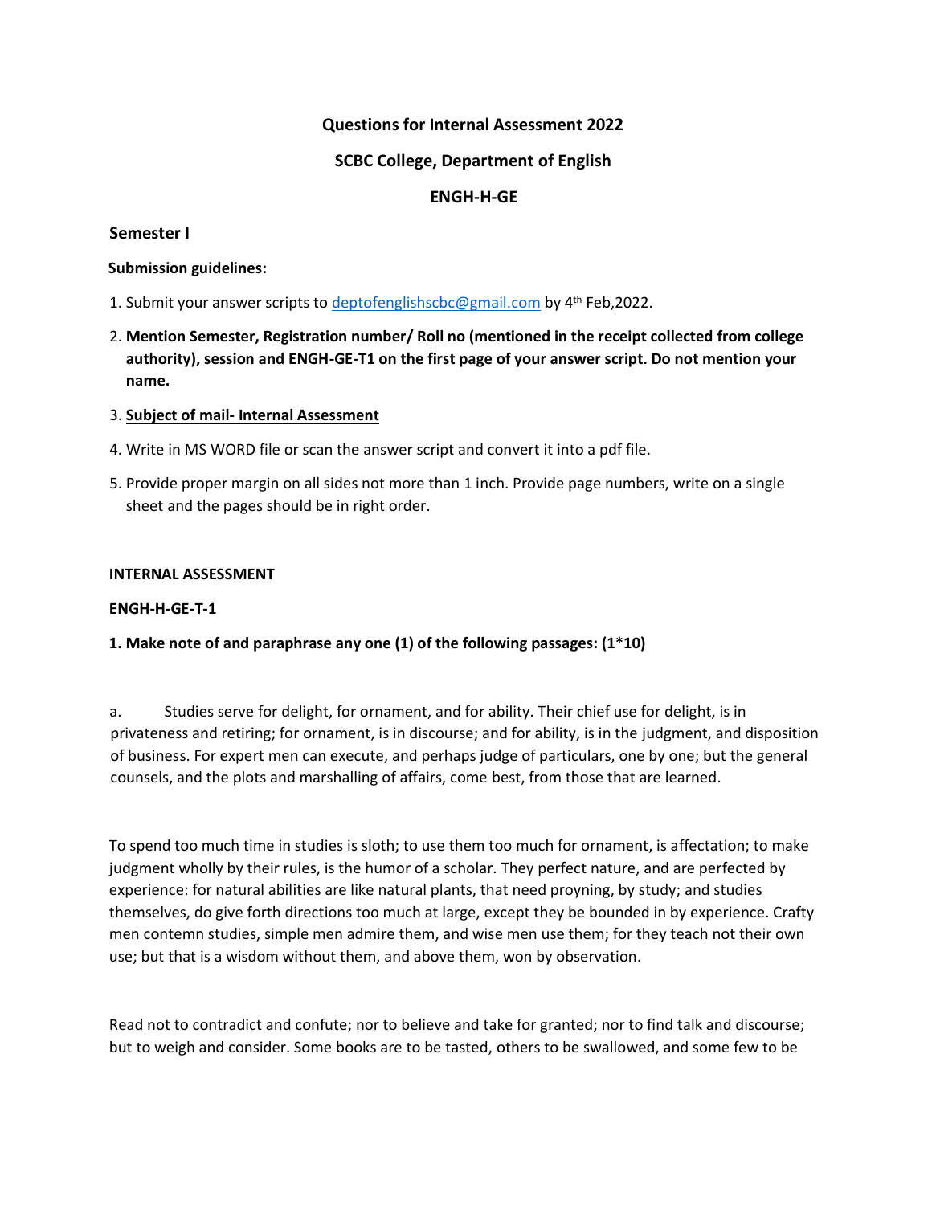**Questions for Internal Assessment 2022**

**SCBC College, Department of English**

**ENGH-H-GE**

## Semester I

**Submission guidelines:**

1. Submit your answer scripts to deptofenglishscbc@gmail.com by 4th Feb,2022.
2. **Mention Semester, Registration number/ Roll no (mentioned in the receipt collected from college authority), session and ENGH-GE-T1 on the first page of your answer script. Do not mention your name.**
3. **Subject of mail- Internal Assessment**
4. Write in MS WORD file or scan the answer script and convert it into a pdf file.
5. Provide proper margin on all sides not more than 1 inch. Provide page numbers, write on a single sheet and the pages should be in right order.

**INTERNAL ASSESSMENT**

**ENGH-H-GE-T-1**

**1. Make note of and paraphrase any one (1) of the following passages: (1*10)**

a. Studies serve for delight, for ornament, and for ability. Their chief use for delight, is in privateness and retiring; for ornament, is in discourse; and for ability, is in the judgment, and disposition of business. For expert men can execute, and perhaps judge of particulars, one by one; but the general counsels, and the plots and marshalling of affairs, come best, from those that are learned.

To spend too much time in studies is sloth; to use them too much for ornament, is affectation; to make judgment wholly by their rules, is the humor of a scholar. They perfect nature, and are perfected by experience: for natural abilities are like natural plants, that need proyning, by study; and studies themselves, do give forth directions too much at large, except they be bounded in by experience. Crafty men contemn studies, simple men admire them, and wise men use them; for they teach not their own use; but that is a wisdom without them, and above them, won by observation.

Read not to contradict and confute; nor to believe and take for granted; nor to find talk and discourse; but to weigh and consider. Some books are to be tasted, others to be swallowed, and some few to be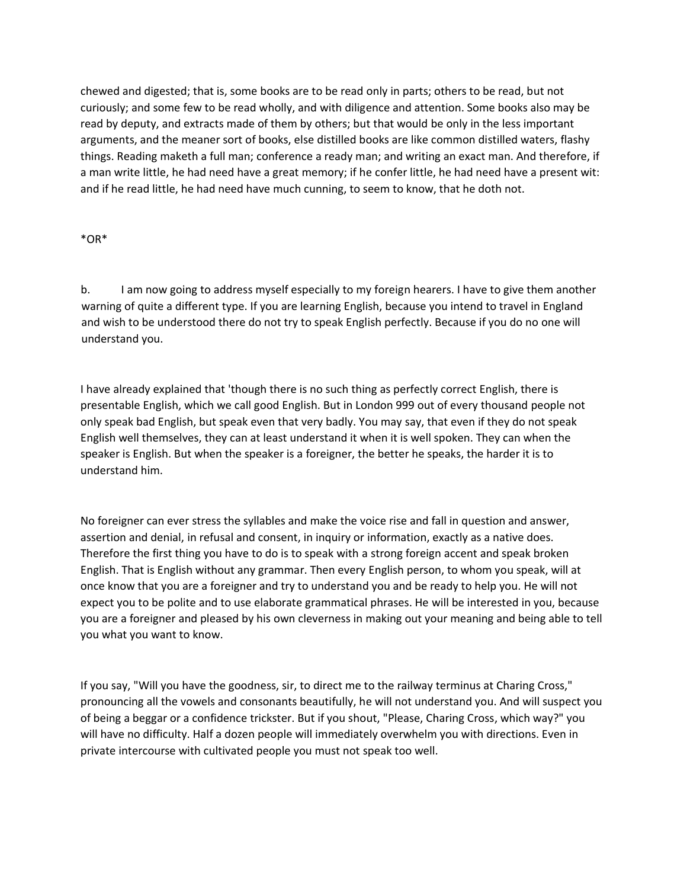chewed and digested; that is, some books are to be read only in parts; others to be read, but not curiously; and some few to be read wholly, and with diligence and attention. Some books also may be read by deputy, and extracts made of them by others; but that would be only in the less important arguments, and the meaner sort of books, else distilled books are like common distilled waters, flashy things. Reading maketh a full man; conference a ready man; and writing an exact man. And therefore, if a man write little, he had need have a great memory; if he confer little, he had need have a present wit: and if he read little, he had need have much cunning, to seem to know, that he doth not.

*OR*

b. I am now going to address myself especially to my foreign hearers. I have to give them another warning of quite a different type. If you are learning English, because you intend to travel in England and wish to be understood there do not try to speak English perfectly. Because if you do no one will understand you.

I have already explained that 'though there is no such thing as perfectly correct English, there is presentable English, which we call good English. But in London 999 out of every thousand people not only speak bad English, but speak even that very badly. You may say, that even if they do not speak English well themselves, they can at least understand it when it is well spoken. They can when the speaker is English. But when the speaker is a foreigner, the better he speaks, the harder it is to understand him.

No foreigner can ever stress the syllables and make the voice rise and fall in question and answer, assertion and denial, in refusal and consent, in inquiry or information, exactly as a native does. Therefore the first thing you have to do is to speak with a strong foreign accent and speak broken English. That is English without any grammar. Then every English person, to whom you speak, will at once know that you are a foreigner and try to understand you and be ready to help you. He will not expect you to be polite and to use elaborate grammatical phrases. He will be interested in you, because you are a foreigner and pleased by his own cleverness in making out your meaning and being able to tell you what you want to know.

If you say, "Will you have the goodness, sir, to direct me to the railway terminus at Charing Cross," pronouncing all the vowels and consonants beautifully, he will not understand you. And will suspect you of being a beggar or a confidence trickster. But if you shout, "Please, Charing Cross, which way?" you will have no difficulty. Half a dozen people will immediately overwhelm you with directions. Even in private intercourse with cultivated people you must not speak too well.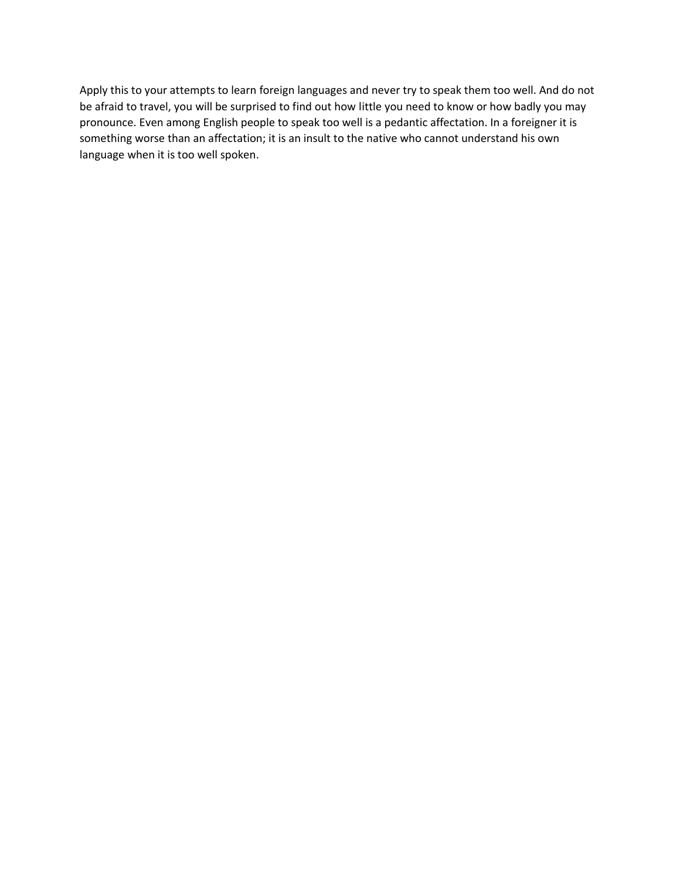Apply this to your attempts to learn foreign languages and never try to speak them too well. And do not be afraid to travel, you will be surprised to find out how little you need to know or how badly you may pronounce. Even among English people to speak too well is a pedantic affectation. In a foreigner it is something worse than an affectation; it is an insult to the native who cannot understand his own language when it is too well spoken.